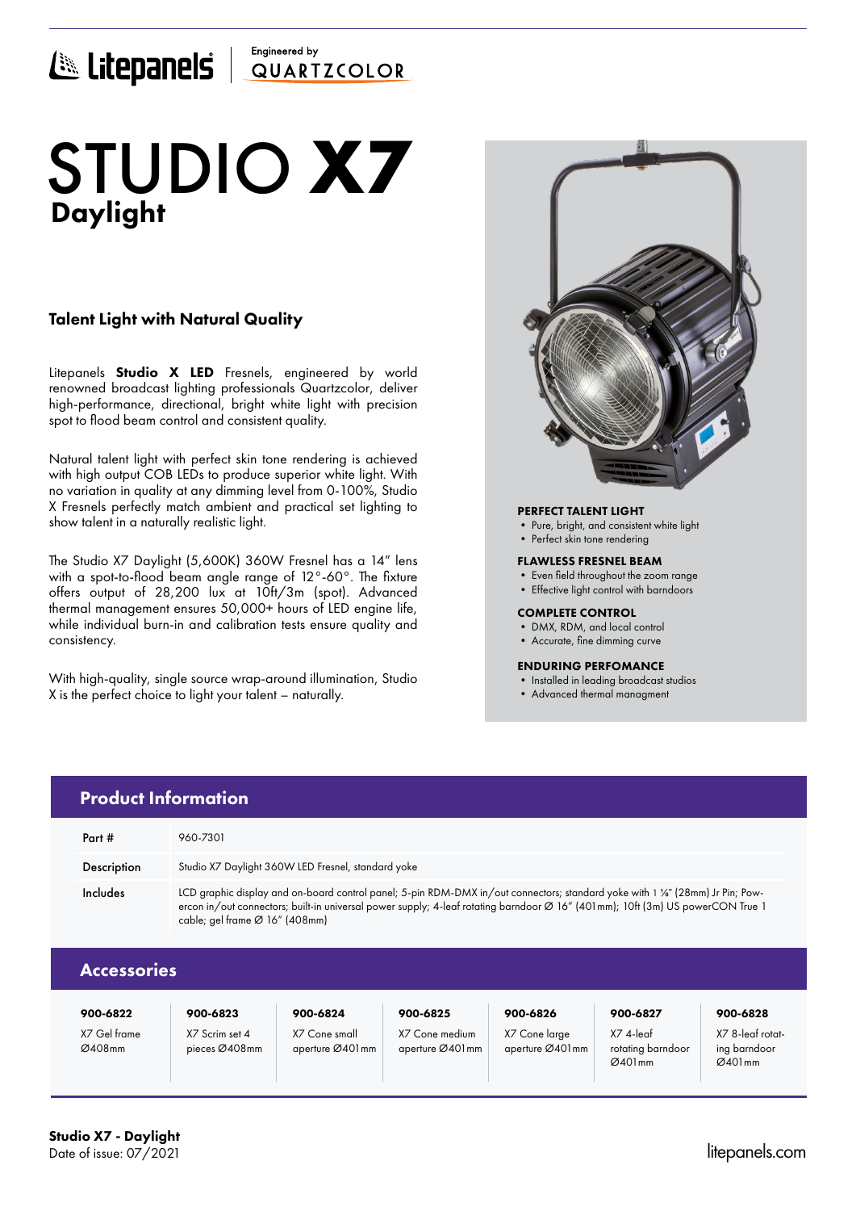Litepanels | Engineered by QUARTZCOLOR

# STUDIO **X7**

## Daylight

### Talent Light with Natural Quality

Litepanels **Studio X LED** Fresnels, engineered by world renowned broadcast lighting professionals Quartzcolor, deliver high-performance, directional, bright white light with precision spot to flood beam control and consistent quality.

Natural talent light with perfect skin tone rendering is achieved with high output COB LEDs to produce superior white light. With no variation in quality at any dimming level from 0-100%, Studio X Fresnels perfectly match ambient and practical set lighting to show talent in a naturally realistic light.

The Studio X7 Daylight (5,600K) 360W Fresnel has a 14" lens with a spot-to-flood beam angle range of 12°-60°. The fixture offers output of 28,200 lux at 10ft/3m (spot). Advanced thermal management ensures 50,000+ hours of LED engine life, while individual burn-in and calibration tests ensure quality and consistency.

With high-quality, single source wrap-around illumination, Studio X is the perfect choice to light your talent – naturally.

**PERFECT TALENT LIGHT**

- Pure, bright, and consistent white light
- Perfect skin tone rendering

**FLAWLESS FRESNEL BEAM**

- Even field throughout the zoom range
- Effective light control with barndoors

**COMPLETE CONTROL**

- DMX, RDM, and local control
- Accurate, fine dimming curve

**ENDURING PERFOMANCE**

- Installed in leading broadcast studios
- Advanced thermal managment

## Product Information

| | |
|---|---|
| Part # | 960-7301 |
| Description | Studio X7 Daylight 360W LED Fresnel, standard yoke |
| Includes | LCD graphic display and on-board control panel; 5-pin RDM-DMX in/out connectors; standard yoke with 1 ⅛" (28mm) Jr Pin; Powercon in/out connectors; built-in universal power supply; 4-leaf rotating barndoor Ø 16" (401mm); 10ft (3m) US powerCON True 1 cable; gel frame Ø 16" (408mm) |

## Accessories

| 900-6822 | 900-6823 | 900-6824 | 900-6825 | 900-6826 | 900-6827 | 900-6828 |
|---|---|---|---|---|---|---|
| X7 Gel frame Ø408mm | X7 Scrim set 4 pieces Ø408mm | X7 Cone small aperture Ø401mm | X7 Cone medium aperture Ø401mm | X7 Cone large aperture Ø401mm | X7 4-leaf rotating barndoor Ø401mm | X7 8-leaf rotating barndoor Ø401mm |

**Studio X7 - Daylight**
Date of issue: 07/2021

litepanels.com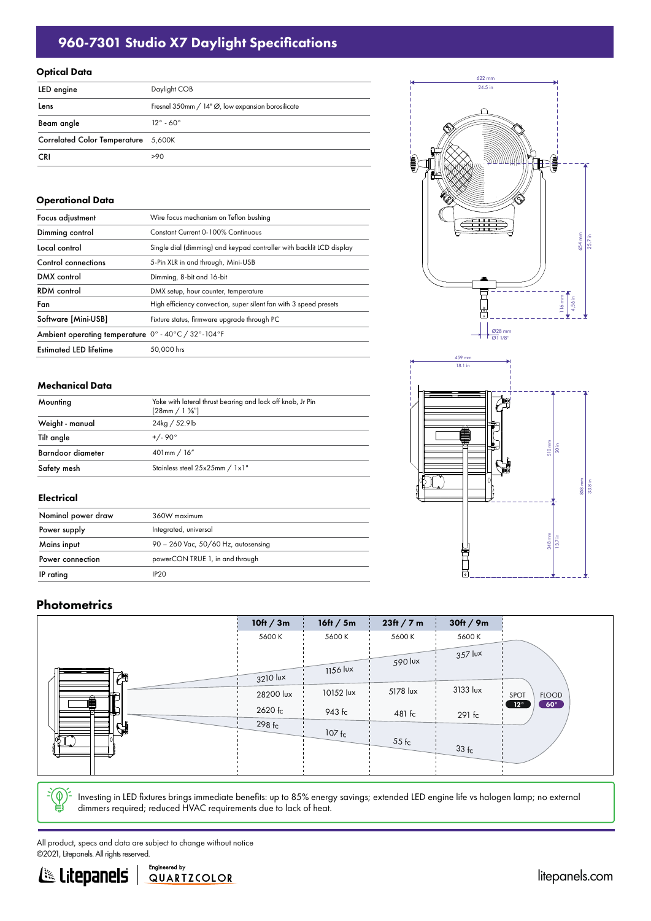# 960-7301 Studio X7 Daylight Specifications

## Optical Data

| | |
|---|---|
| LED engine | Daylight COB |
| Lens | Fresnel 350mm / 14" Ø, low expansion borosilicate |
| Beam angle | 12° - 60° |
| Correlated Color Temperature | 5,600K |
| CRI | >90 |

## Operational Data

| | |
|---|---|
| Focus adjustment | Wire focus mechanism on Teflon bushing |
| Dimming control | Constant Current 0-100% Continuous |
| Local control | Single dial (dimming) and keypad controller with backlit LCD display |
| Control connections | 5-Pin XLR in and through, Mini-USB |
| DMX control | Dimming, 8-bit and 16-bit |
| RDM control | DMX setup, hour counter, temperature |
| Fan | High efficiency convection, super silent fan with 3 speed presets |
| Software [Mini-USB] | Fixture status, firmware upgrade through PC |
| Ambient operating temperature | 0° - 40°C / 32°-104°F |
| Estimated LED lifetime | 50,000 hrs |

## Mechanical Data

| | |
|---|---|
| Mounting | Yoke with lateral thrust bearing and lock off knob, Jr Pin [28mm / 1 ⅛"] |
| Weight - manual | 24kg / 52.9lb |
| Tilt angle | +/- 90° |
| Barndoor diameter | 401mm / 16" |
| Safety mesh | Stainless steel 25x25mm / 1x1" |

## Electrical

| | |
|---|---|
| Nominal power draw | 360W maximum |
| Power supply | Integrated, universal |
| Mains input | 90 – 260 Vac, 50/60 Hz, autosensing |
| Power connection | powerCON TRUE 1, in and through |
| IP rating | IP20 |

622 mm
24.5 in
654 mm
25.7 in
116 mm
4.56 in
Ø28 mm
Ø1 1/8"

459 mm
18.1 in
510 mm
20 in
858 mm
33.8 in
348 mm
13.7 in

## Photometrics

10ft / 3m
5600 K
3210 lux
28200 lux
2620 fc
298 fc

16ft / 5m
5600 K
1156 lux
10152 lux
943 fc
107 fc

23ft / 7 m
5600 K
590 lux
5178 lux
481 fc
55 fc

30ft / 9m
5600 K
357 lux
3133 lux
291 fc
33 fc

SPOT 12°
FLOOD 60°

Investing in LED fixtures brings immediate benefits: up to 85% energy savings; extended LED engine life vs halogen lamp; no external dimmers required; reduced HVAC requirements due to lack of heat.

All product, specs and data are subject to change without notice
©2021, Litepanels. All rights reserved.

Litepanels | Engineered by QUARTZCOLOR

litepanels.com